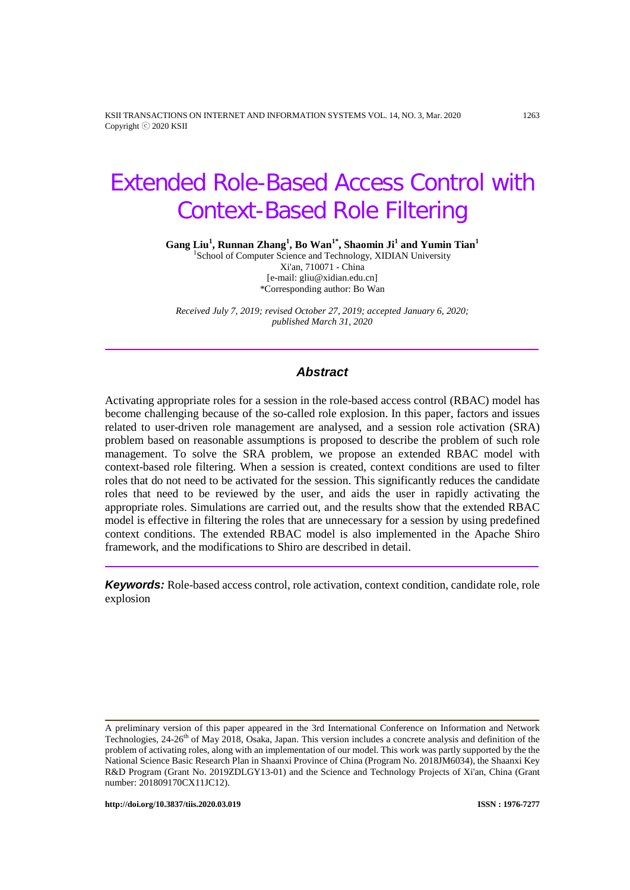# Extended Role-Based Access Control with Context-Based Role Filtering

**Gang Liu[1], Runnan Zhang[1], Bo Wan[1*], Shaomin Ji[1] and Yumin Tian[1]**

[1]School of Computer Science and Technology, XIDIAN University
Xi'an, 710071 - China
[e-mail: gliu@xidian.edu.cn]
*Corresponding author: Bo Wan

*Received July 7, 2019; revised October 27, 2019; accepted January 6, 2020; published March 31, 2020*

## Abstract

Activating appropriate roles for a session in the role-based access control (RBAC) model has become challenging because of the so-called role explosion. In this paper, factors and issues related to user-driven role management are analysed, and a session role activation (SRA) problem based on reasonable assumptions is proposed to describe the problem of such role management. To solve the SRA problem, we propose an extended RBAC model with context-based role filtering. When a session is created, context conditions are used to filter roles that do not need to be activated for the session. This significantly reduces the candidate roles that need to be reviewed by the user, and aids the user in rapidly activating the appropriate roles. Simulations are carried out, and the results show that the extended RBAC model is effective in filtering the roles that are unnecessary for a session by using predefined context conditions. The extended RBAC model is also implemented in the Apache Shiro framework, and the modifications to Shiro are described in detail.

***Keywords:*** Role-based access control, role activation, context condition, candidate role, role explosion

---

A preliminary version of this paper appeared in the 3rd International Conference on Information and Network Technologies, 24-26th of May 2018, Osaka, Japan. This version includes a concrete analysis and definition of the problem of activating roles, along with an implementation of our model. This work was partly supported by the the National Science Basic Research Plan in Shaanxi Province of China (Program No. 2018JM6034), the Shaanxi Key R&D Program (Grant No. 2019ZDLGY13-01) and the Science and Technology Projects of Xi'an, China (Grant number: 201809170CX11JC12).

**http://doi.org/10.3837/tiis.2020.03.019** **ISSN : 1976-7277**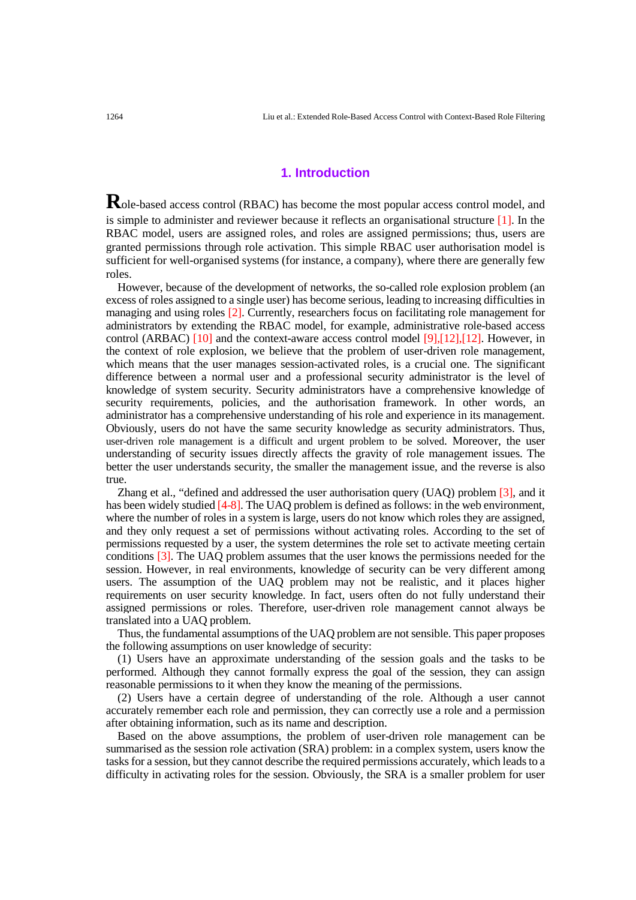## 1. Introduction

Role-based access control (RBAC) has become the most popular access control model, and is simple to administer and reviewer because it reflects an organisational structure [1]. In the RBAC model, users are assigned roles, and roles are assigned permissions; thus, users are granted permissions through role activation. This simple RBAC user authorisation model is sufficient for well-organised systems (for instance, a company), where there are generally few roles.

However, because of the development of networks, the so-called role explosion problem (an excess of roles assigned to a single user) has become serious, leading to increasing difficulties in managing and using roles [2]. Currently, researchers focus on facilitating role management for administrators by extending the RBAC model, for example, administrative role-based access control (ARBAC) [10] and the context-aware access control model [9],[12],[12]. However, in the context of role explosion, we believe that the problem of user-driven role management, which means that the user manages session-activated roles, is a crucial one. The significant difference between a normal user and a professional security administrator is the level of knowledge of system security. Security administrators have a comprehensive knowledge of security requirements, policies, and the authorisation framework. In other words, an administrator has a comprehensive understanding of his role and experience in its management. Obviously, users do not have the same security knowledge as security administrators. Thus, user-driven role management is a difficult and urgent problem to be solved. Moreover, the user understanding of security issues directly affects the gravity of role management issues. The better the user understands security, the smaller the management issue, and the reverse is also true.

Zhang et al., "defined and addressed the user authorisation query (UAQ) problem [3], and it has been widely studied [4-8]. The UAQ problem is defined as follows: in the web environment, where the number of roles in a system is large, users do not know which roles they are assigned, and they only request a set of permissions without activating roles. According to the set of permissions requested by a user, the system determines the role set to activate meeting certain conditions [3]. The UAQ problem assumes that the user knows the permissions needed for the session. However, in real environments, knowledge of security can be very different among users. The assumption of the UAQ problem may not be realistic, and it places higher requirements on user security knowledge. In fact, users often do not fully understand their assigned permissions or roles. Therefore, user-driven role management cannot always be translated into a UAQ problem.

Thus, the fundamental assumptions of the UAQ problem are not sensible. This paper proposes the following assumptions on user knowledge of security:

(1) Users have an approximate understanding of the session goals and the tasks to be performed. Although they cannot formally express the goal of the session, they can assign reasonable permissions to it when they know the meaning of the permissions.

(2) Users have a certain degree of understanding of the role. Although a user cannot accurately remember each role and permission, they can correctly use a role and a permission after obtaining information, such as its name and description.

Based on the above assumptions, the problem of user-driven role management can be summarised as the session role activation (SRA) problem: in a complex system, users know the tasks for a session, but they cannot describe the required permissions accurately, which leads to a difficulty in activating roles for the session. Obviously, the SRA is a smaller problem for user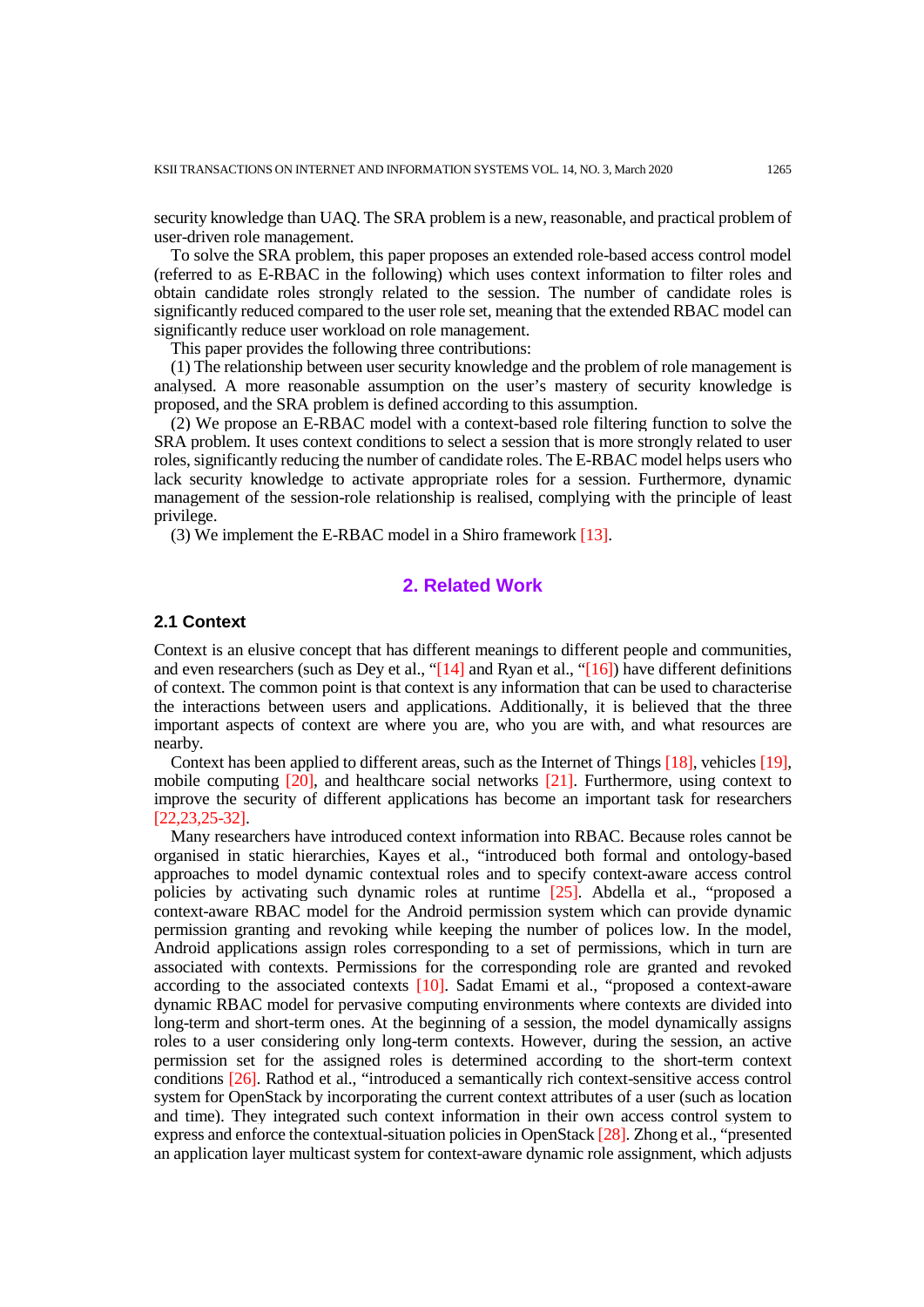security knowledge than UAQ. The SRA problem is a new, reasonable, and practical problem of user-driven role management.

To solve the SRA problem, this paper proposes an extended role-based access control model (referred to as E-RBAC in the following) which uses context information to filter roles and obtain candidate roles strongly related to the session. The number of candidate roles is significantly reduced compared to the user role set, meaning that the extended RBAC model can significantly reduce user workload on role management.

This paper provides the following three contributions:

(1) The relationship between user security knowledge and the problem of role management is analysed. A more reasonable assumption on the user's mastery of security knowledge is proposed, and the SRA problem is defined according to this assumption.

(2) We propose an E-RBAC model with a context-based role filtering function to solve the SRA problem. It uses context conditions to select a session that is more strongly related to user roles, significantly reducing the number of candidate roles. The E-RBAC model helps users who lack security knowledge to activate appropriate roles for a session. Furthermore, dynamic management of the session-role relationship is realised, complying with the principle of least privilege.

(3) We implement the E-RBAC model in a Shiro framework [13].

## 2. Related Work

### 2.1 Context

Context is an elusive concept that has different meanings to different people and communities, and even researchers (such as Dey et al., "[14] and Ryan et al., "[16]) have different definitions of context. The common point is that context is any information that can be used to characterise the interactions between users and applications. Additionally, it is believed that the three important aspects of context are where you are, who you are with, and what resources are nearby.

Context has been applied to different areas, such as the Internet of Things [18], vehicles [19], mobile computing [20], and healthcare social networks [21]. Furthermore, using context to improve the security of different applications has become an important task for researchers [22,23,25-32].

Many researchers have introduced context information into RBAC. Because roles cannot be organised in static hierarchies, Kayes et al., "introduced both formal and ontology-based approaches to model dynamic contextual roles and to specify context-aware access control policies by activating such dynamic roles at runtime [25]. Abdella et al., "proposed a context-aware RBAC model for the Android permission system which can provide dynamic permission granting and revoking while keeping the number of polices low. In the model, Android applications assign roles corresponding to a set of permissions, which in turn are associated with contexts. Permissions for the corresponding role are granted and revoked according to the associated contexts [10]. Sadat Emami et al., "proposed a context-aware dynamic RBAC model for pervasive computing environments where contexts are divided into long-term and short-term ones. At the beginning of a session, the model dynamically assigns roles to a user considering only long-term contexts. However, during the session, an active permission set for the assigned roles is determined according to the short-term context conditions [26]. Rathod et al., "introduced a semantically rich context-sensitive access control system for OpenStack by incorporating the current context attributes of a user (such as location and time). They integrated such context information in their own access control system to express and enforce the contextual-situation policies in OpenStack [28]. Zhong et al., "presented an application layer multicast system for context-aware dynamic role assignment, which adjusts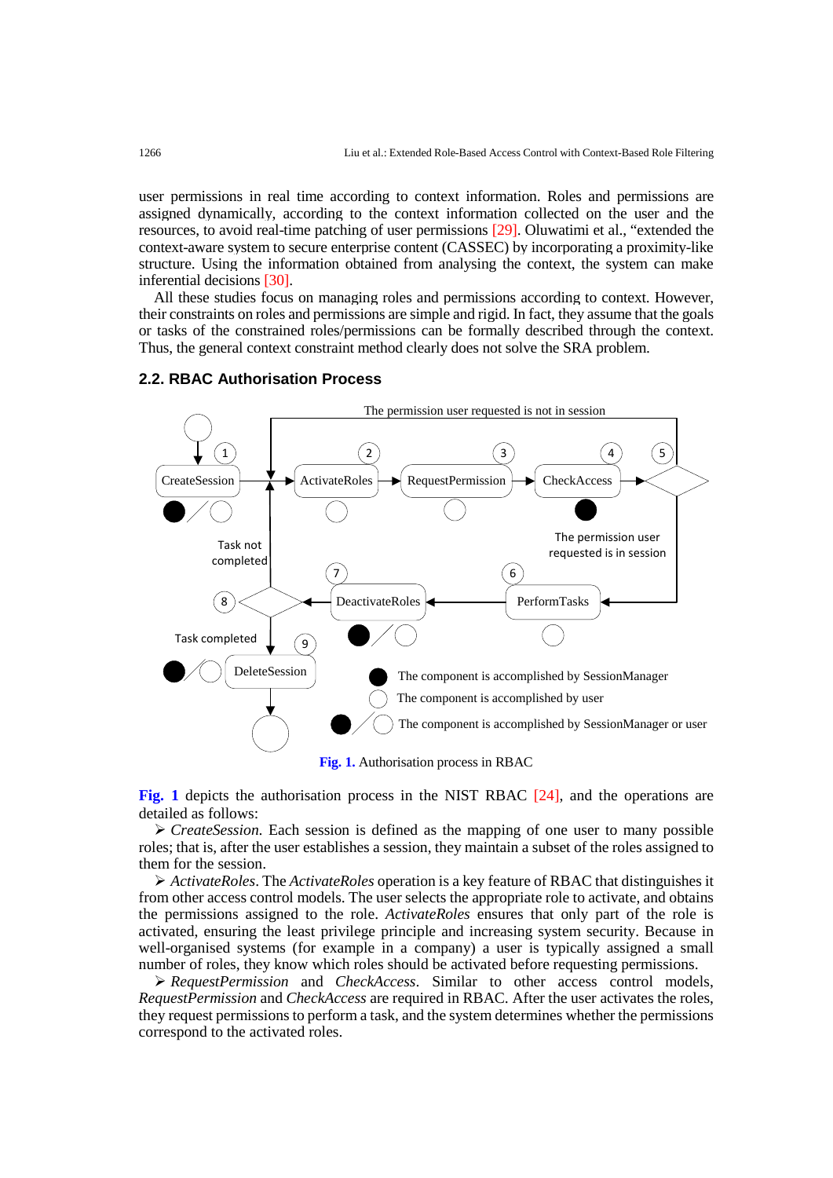user permissions in real time according to context information. Roles and permissions are assigned dynamically, according to the context information collected on the user and the resources, to avoid real-time patching of user permissions [29]. Oluwatimi et al., "extended the context-aware system to secure enterprise content (CASSEC) by incorporating a proximity-like structure. Using the information obtained from analysing the context, the system can make inferential decisions [30].

All these studies focus on managing roles and permissions according to context. However, their constraints on roles and permissions are simple and rigid. In fact, they assume that the goals or tasks of the constrained roles/permissions can be formally described through the context. Thus, the general context constraint method clearly does not solve the SRA problem.

### 2.2. RBAC Authorisation Process

**Fig. 1.** Authorisation process in RBAC

**Fig. 1** depicts the authorisation process in the NIST RBAC [24], and the operations are detailed as follows:

➢ *CreateSession*. Each session is defined as the mapping of one user to many possible roles; that is, after the user establishes a session, they maintain a subset of the roles assigned to them for the session.

➢ *ActivateRoles*. The *ActivateRoles* operation is a key feature of RBAC that distinguishes it from other access control models. The user selects the appropriate role to activate, and obtains the permissions assigned to the role. *ActivateRoles* ensures that only part of the role is activated, ensuring the least privilege principle and increasing system security. Because in well-organised systems (for example in a company) a user is typically assigned a small number of roles, they know which roles should be activated before requesting permissions.

➢ *RequestPermission* and *CheckAccess*. Similar to other access control models, *RequestPermission* and *CheckAccess* are required in RBAC. After the user activates the roles, they request permissions to perform a task, and the system determines whether the permissions correspond to the activated roles.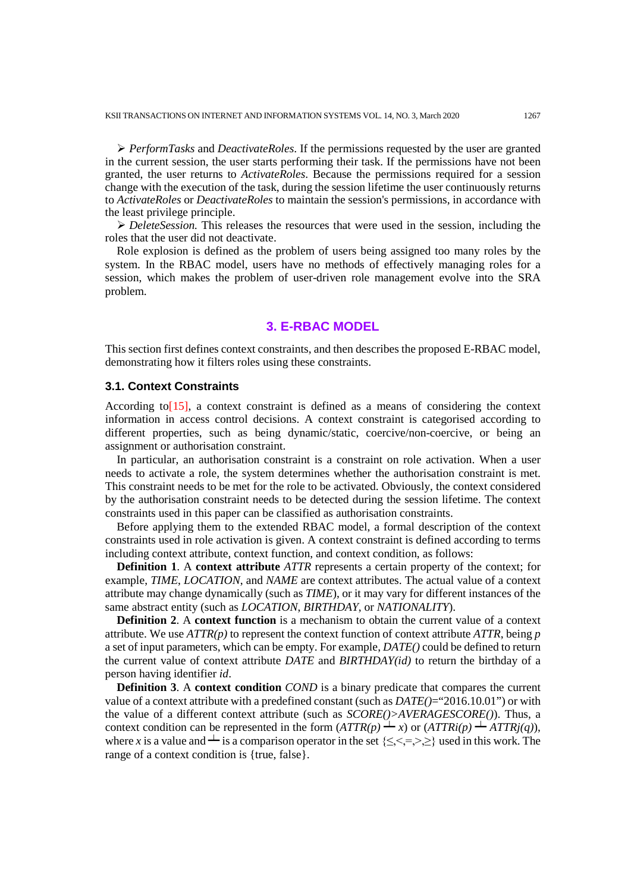- *PerformTasks* and *DeactivateRoles*. If the permissions requested by the user are granted in the current session, the user starts performing their task. If the permissions have not been granted, the user returns to *ActivateRoles*. Because the permissions required for a session change with the execution of the task, during the session lifetime the user continuously returns to *ActivateRoles* or *DeactivateRoles* to maintain the session's permissions, in accordance with the least privilege principle.
- *DeleteSession.* This releases the resources that were used in the session, including the roles that the user did not deactivate.

Role explosion is defined as the problem of users being assigned too many roles by the system. In the RBAC model, users have no methods of effectively managing roles for a session, which makes the problem of user-driven role management evolve into the SRA problem.

## 3. E-RBAC MODEL

This section first defines context constraints, and then describes the proposed E-RBAC model, demonstrating how it filters roles using these constraints.

### 3.1. Context Constraints

According to[15], a context constraint is defined as a means of considering the context information in access control decisions. A context constraint is categorised according to different properties, such as being dynamic/static, coercive/non-coercive, or being an assignment or authorisation constraint.

In particular, an authorisation constraint is a constraint on role activation. When a user needs to activate a role, the system determines whether the authorisation constraint is met. This constraint needs to be met for the role to be activated. Obviously, the context considered by the authorisation constraint needs to be detected during the session lifetime. The context constraints used in this paper can be classified as authorisation constraints.

Before applying them to the extended RBAC model, a formal description of the context constraints used in role activation is given. A context constraint is defined according to terms including context attribute, context function, and context condition, as follows:

**Definition 1**. A **context attribute** *ATTR* represents a certain property of the context; for example, *TIME*, *LOCATION*, and *NAME* are context attributes. The actual value of a context attribute may change dynamically (such as *TIME*), or it may vary for different instances of the same abstract entity (such as *LOCATION*, *BIRTHDAY*, or *NATIONALITY*).

**Definition 2**. A **context function** is a mechanism to obtain the current value of a context attribute. We use *ATTR(p)* to represent the context function of context attribute *ATTR*, being *p* a set of input parameters, which can be empty. For example, *DATE()* could be defined to return the current value of context attribute *DATE* and *BIRTHDAY(id)* to return the birthday of a person having identifier *id*.

**Definition 3**. A **context condition** *COND* is a binary predicate that compares the current value of a context attribute with a predefined constant (such as *DATE()*="2016.10.01") or with the value of a different context attribute (such as *SCORE()>AVERAGESCORE()*). Thus, a context condition can be represented in the form ($ATTR(p) \perp x$) or ($ATTRi(p) \perp ATTRj(q)$), where $x$ is a value and $\perp$ is a comparison operator in the set $\{\leq,<,=,>,\geq\}$ used in this work. The range of a context condition is {true, false}.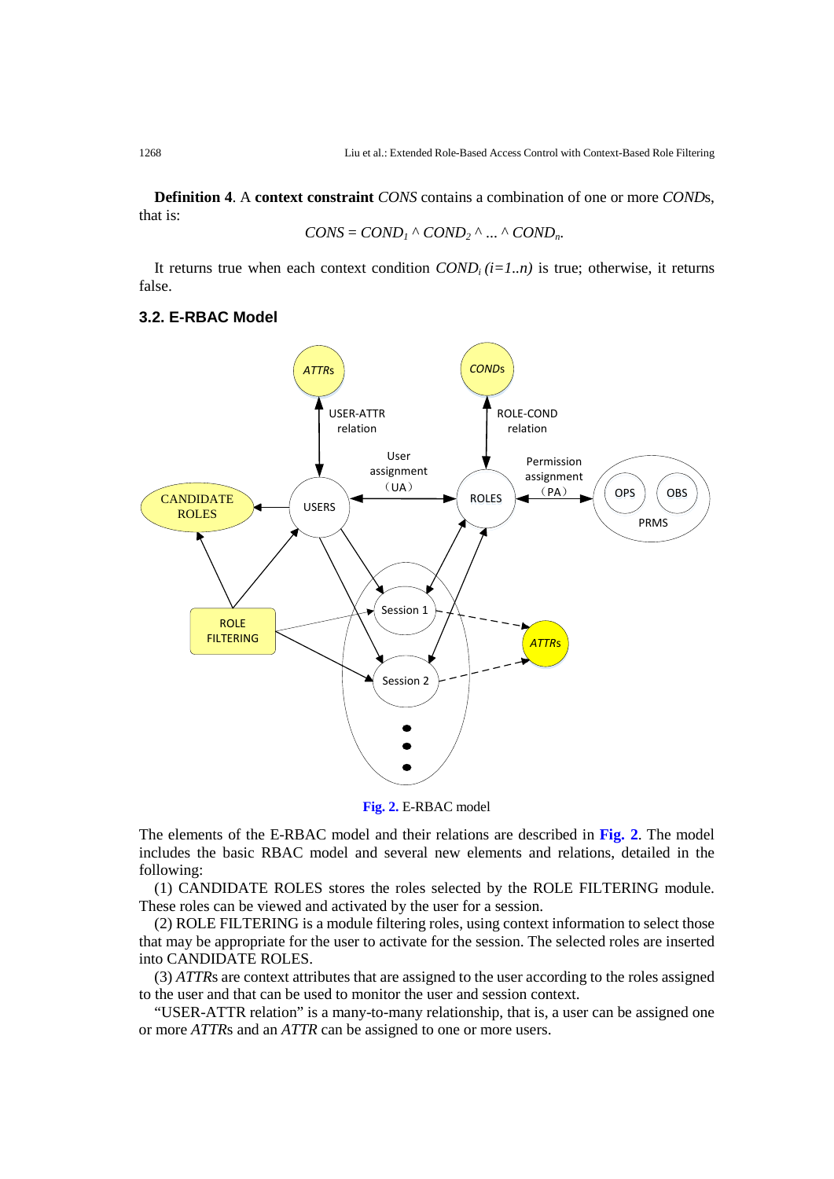**Definition 4**. A **context constraint** *CONS* contains a combination of one or more *COND*s, that is:

$$CONS = COND_1 \wedge COND_2 \wedge ... \wedge COND_n.$$

It returns true when each context condition $COND_i$ $(i=1..n)$ is true; otherwise, it returns false.

### 3.2. E-RBAC Model

**Fig. 2.** E-RBAC model

The elements of the E-RBAC model and their relations are described in **Fig. 2**. The model includes the basic RBAC model and several new elements and relations, detailed in the following:

(1) CANDIDATE ROLES stores the roles selected by the ROLE FILTERING module. These roles can be viewed and activated by the user for a session.

(2) ROLE FILTERING is a module filtering roles, using context information to select those that may be appropriate for the user to activate for the session. The selected roles are inserted into CANDIDATE ROLES.

(3) *ATTR*s are context attributes that are assigned to the user according to the roles assigned to the user and that can be used to monitor the user and session context.

"USER-ATTR relation" is a many-to-many relationship, that is, a user can be assigned one or more *ATTR*s and an *ATTR* can be assigned to one or more users.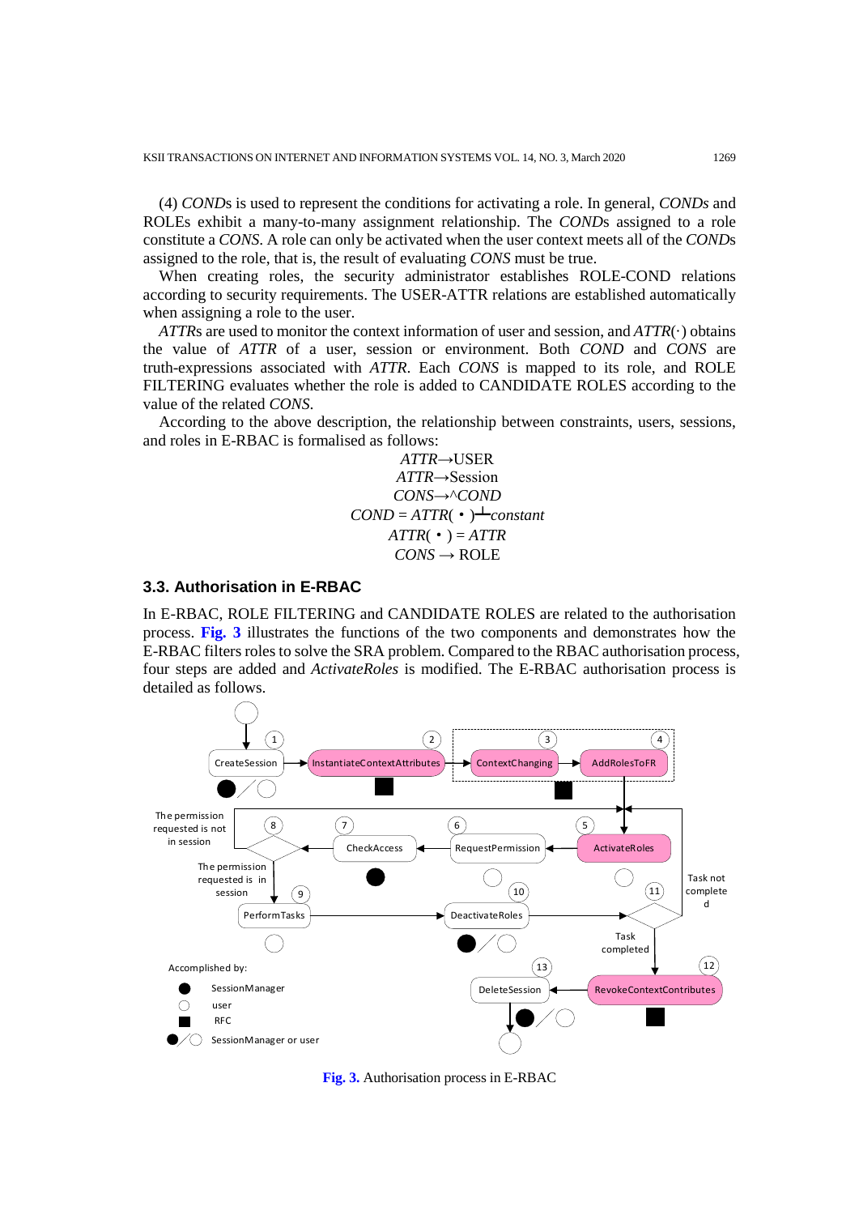(4) *CONDs* is used to represent the conditions for activating a role. In general, *CONDs* and ROLEs exhibit a many-to-many assignment relationship. The *CONDs* assigned to a role constitute a *CONS*. A role can only be activated when the user context meets all of the *CONDs* assigned to the role, that is, the result of evaluating *CONS* must be true.

When creating roles, the security administrator establishes ROLE-COND relations according to security requirements. The USER-ATTR relations are established automatically when assigning a role to the user.

*ATTRs* are used to monitor the context information of user and session, and *ATTR*(·) obtains the value of *ATTR* of a user, session or environment. Both *COND* and *CONS* are truth-expressions associated with *ATTR*. Each *CONS* is mapped to its role, and ROLE FILTERING evaluates whether the role is added to CANDIDATE ROLES according to the value of the related *CONS*.

According to the above description, the relationship between constraints, users, sessions, and roles in E-RBAC is formalised as follows:

$$ATTR \rightarrow \text{USER}$$
$$ATTR \rightarrow \text{Session}$$
$$CONS \rightarrow \wedge COND$$
$$COND = ATTR(\bullet) \perp constant$$
$$ATTR(\bullet) = ATTR$$
$$CONS \rightarrow \text{ROLE}$$

### 3.3. Authorisation in E-RBAC

In E-RBAC, ROLE FILTERING and CANDIDATE ROLES are related to the authorisation process. **Fig. 3** illustrates the functions of the two components and demonstrates how the E-RBAC filters roles to solve the SRA problem. Compared to the RBAC authorisation process, four steps are added and *ActivateRoles* is modified. The E-RBAC authorisation process is detailed as follows.

**Fig. 3.** Authorisation process in E-RBAC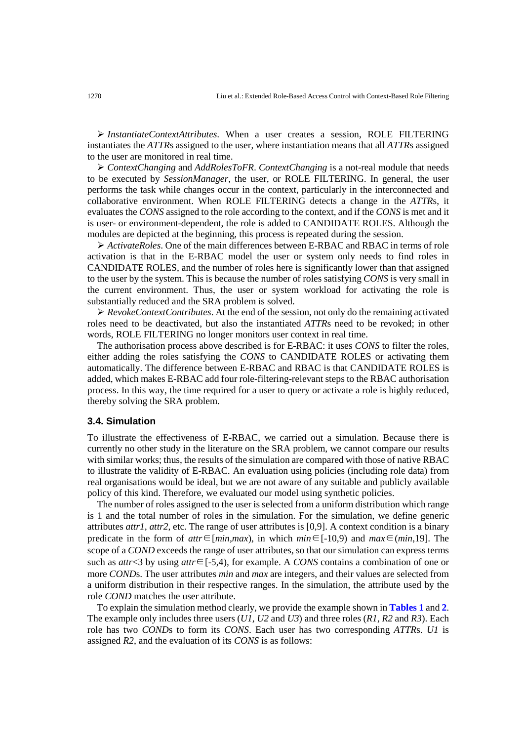➢ *InstantiateContextAttributes*. When a user creates a session, ROLE FILTERING instantiates the *ATTR*s assigned to the user, where instantiation means that all *ATTR*s assigned to the user are monitored in real time.

➢ *ContextChanging* and *AddRolesToFR*. *ContextChanging* is a not-real module that needs to be executed by *SessionManager*, the user, or ROLE FILTERING. In general, the user performs the task while changes occur in the context, particularly in the interconnected and collaborative environment. When ROLE FILTERING detects a change in the *ATTR*s, it evaluates the *CONS* assigned to the role according to the context, and if the *CONS* is met and it is user- or environment-dependent, the role is added to CANDIDATE ROLES. Although the modules are depicted at the beginning, this process is repeated during the session.

➢ *ActivateRoles*. One of the main differences between E-RBAC and RBAC in terms of role activation is that in the E-RBAC model the user or system only needs to find roles in CANDIDATE ROLES, and the number of roles here is significantly lower than that assigned to the user by the system. This is because the number of roles satisfying *CONS* is very small in the current environment. Thus, the user or system workload for activating the role is substantially reduced and the SRA problem is solved.

➢ *RevokeContextContributes*. At the end of the session, not only do the remaining activated roles need to be deactivated, but also the instantiated *ATTR*s need to be revoked; in other words, ROLE FILTERING no longer monitors user context in real time.

The authorisation process above described is for E-RBAC: it uses *CONS* to filter the roles, either adding the roles satisfying the *CONS* to CANDIDATE ROLES or activating them automatically. The difference between E-RBAC and RBAC is that CANDIDATE ROLES is added, which makes E-RBAC add four role-filtering-relevant steps to the RBAC authorisation process. In this way, the time required for a user to query or activate a role is highly reduced, thereby solving the SRA problem.

### 3.4. Simulation

To illustrate the effectiveness of E-RBAC, we carried out a simulation. Because there is currently no other study in the literature on the SRA problem, we cannot compare our results with similar works; thus, the results of the simulation are compared with those of native RBAC to illustrate the validity of E-RBAC. An evaluation using policies (including role data) from real organisations would be ideal, but we are not aware of any suitable and publicly available policy of this kind. Therefore, we evaluated our model using synthetic policies.

The number of roles assigned to the user is selected from a uniform distribution which range is 1 and the total number of roles in the simulation. For the simulation, we define generic attributes *attr1*, *attr2*, etc. The range of user attributes is [0,9]. A context condition is a binary predicate in the form of $attr \in [min, max)$, in which $min \in [-10,9)$ and $max \in (min, 19]$. The scope of a *COND* exceeds the range of user attributes, so that our simulation can express terms such as $attr < 3$ by using $attr \in [-5,4)$, for example. A *CONS* contains a combination of one or more *COND*s. The user attributes *min* and *max* are integers, and their values are selected from a uniform distribution in their respective ranges. In the simulation, the attribute used by the role *COND* matches the user attribute.

To explain the simulation method clearly, we provide the example shown in **Tables 1** and **2**. The example only includes three users (*U1*, *U2* and *U3*) and three roles (*R1*, *R2* and *R3*). Each role has two *COND*s to form its *CONS*. Each user has two corresponding *ATTR*s. *U1* is assigned *R2*, and the evaluation of its *CONS* is as follows: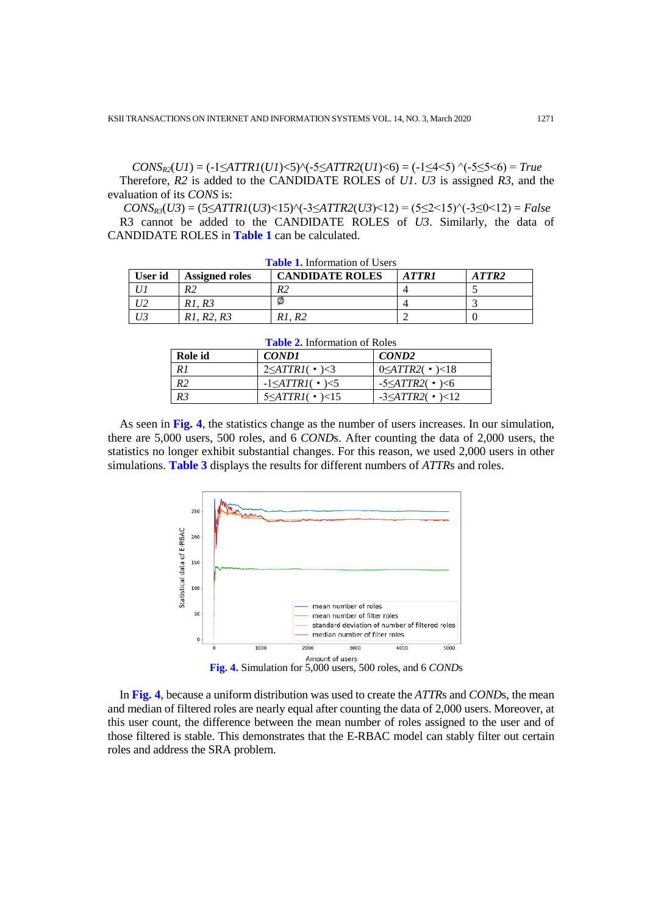$CONS_{R2}(U1) = (-1 \leq ATTR1(U1) < 5) \wedge (-5 \leq ATTR2(U1) < 6) = (-1 \leq 4 < 5) \wedge (-5 \leq 5 < 6) = True$

Therefore, *R2* is added to the CANDIDATE ROLES of *U1*. *U3* is assigned *R3*, and the evaluation of its *CONS* is:

$CONS_{R3}(U3) = (5 \leq ATTR1(U3) < 15) \wedge (-3 \leq ATTR2(U3) < 12) = (5 \leq 2 < 15) \wedge (-3 \leq 0 < 12) = False$

R3 cannot be added to the CANDIDATE ROLES of *U3*. Similarly, the data of CANDIDATE ROLES in **Table 1** can be calculated.

**Table 1.** Information of Users

| User id | Assigned roles | CANDIDATE ROLES | *ATTR1* | *ATTR2* |
|---|---|---|---|---|
| *U1* | *R2* | *R2* | 4 | 5 |
| *U2* | *R1, R3* | ∅ | 4 | 3 |
| *U3* | *R1, R2, R3* | *R1, R2* | 2 | 0 |

**Table 2.** Information of Roles

| Role id | *COND1* | *COND2* |
|---|---|---|
| *R1* | $2 \leq ATTR1(\bullet) < 3$ | $0 \leq ATTR2(\bullet) < 18$ |
| *R2* | $-1 \leq ATTR1(\bullet) < 5$ | $-5 \leq ATTR2(\bullet) < 6$ |
| *R3* | $5 \leq ATTR1(\bullet) < 15$ | $-3 \leq ATTR2(\bullet) < 12$ |

As seen in **Fig. 4**, the statistics change as the number of users increases. In our simulation, there are 5,000 users, 500 roles, and 6 *COND*s. After counting the data of 2,000 users, the statistics no longer exhibit substantial changes. For this reason, we used 2,000 users in other simulations. **Table 3** displays the results for different numbers of *ATTR*s and roles.

**Fig. 4.** Simulation for 5,000 users, 500 roles, and 6 *COND*s

In **Fig. 4**, because a uniform distribution was used to create the *ATTR*s and *COND*s, the mean and median of filtered roles are nearly equal after counting the data of 2,000 users. Moreover, at this user count, the difference between the mean number of roles assigned to the user and of those filtered is stable. This demonstrates that the E-RBAC model can stably filter out certain roles and address the SRA problem.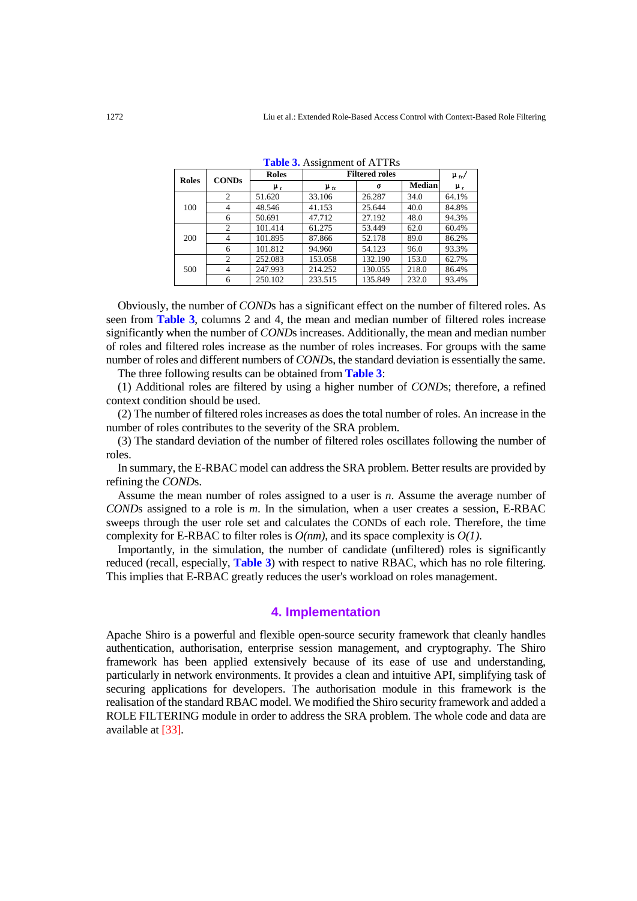**Table 3.** Assignment of ATTRs

| Roles | CONDs | Roles | Filtered roles | | | $\mu_{fr}$/ |
|---|---|---|---|---|---|---|
| | | $\mu_r$ | $\mu_{fr}$ | $\sigma$ | Median | $\mu_r$ |
| 100 | 2 | 51.620 | 33.106 | 26.287 | 34.0 | 64.1% |
| | 4 | 48.546 | 41.153 | 25.644 | 40.0 | 84.8% |
| | 6 | 50.691 | 47.712 | 27.192 | 48.0 | 94.3% |
| 200 | 2 | 101.414 | 61.275 | 53.449 | 62.0 | 60.4% |
| | 4 | 101.895 | 87.866 | 52.178 | 89.0 | 86.2% |
| | 6 | 101.812 | 94.960 | 54.123 | 96.0 | 93.3% |
| 500 | 2 | 252.083 | 153.058 | 132.190 | 153.0 | 62.7% |
| | 4 | 247.993 | 214.252 | 130.055 | 218.0 | 86.4% |
| | 6 | 250.102 | 233.515 | 135.849 | 232.0 | 93.4% |

Obviously, the number of *COND*s has a significant effect on the number of filtered roles. As seen from **Table 3**, columns 2 and 4, the mean and median number of filtered roles increase significantly when the number of *COND*s increases. Additionally, the mean and median number of roles and filtered roles increase as the number of roles increases. For groups with the same number of roles and different numbers of *COND*s, the standard deviation is essentially the same.

The three following results can be obtained from **Table 3**:

(1) Additional roles are filtered by using a higher number of *COND*s; therefore, a refined context condition should be used.

(2) The number of filtered roles increases as does the total number of roles. An increase in the number of roles contributes to the severity of the SRA problem.

(3) The standard deviation of the number of filtered roles oscillates following the number of roles.

In summary, the E-RBAC model can address the SRA problem. Better results are provided by refining the *COND*s.

Assume the mean number of roles assigned to a user is $n$. Assume the average number of *COND*s assigned to a role is $m$. In the simulation, when a user creates a session, E-RBAC sweeps through the user role set and calculates the CONDs of each role. Therefore, the time complexity for E-RBAC to filter roles is $O(nm)$, and its space complexity is $O(1)$.

Importantly, in the simulation, the number of candidate (unfiltered) roles is significantly reduced (recall, especially, **Table 3**) with respect to native RBAC, which has no role filtering. This implies that E-RBAC greatly reduces the user's workload on roles management.

## 4. Implementation

Apache Shiro is a powerful and flexible open-source security framework that cleanly handles authentication, authorisation, enterprise session management, and cryptography. The Shiro framework has been applied extensively because of its ease of use and understanding, particularly in network environments. It provides a clean and intuitive API, simplifying task of securing applications for developers. The authorisation module in this framework is the realisation of the standard RBAC model. We modified the Shiro security framework and added a ROLE FILTERING module in order to address the SRA problem. The whole code and data are available at [33].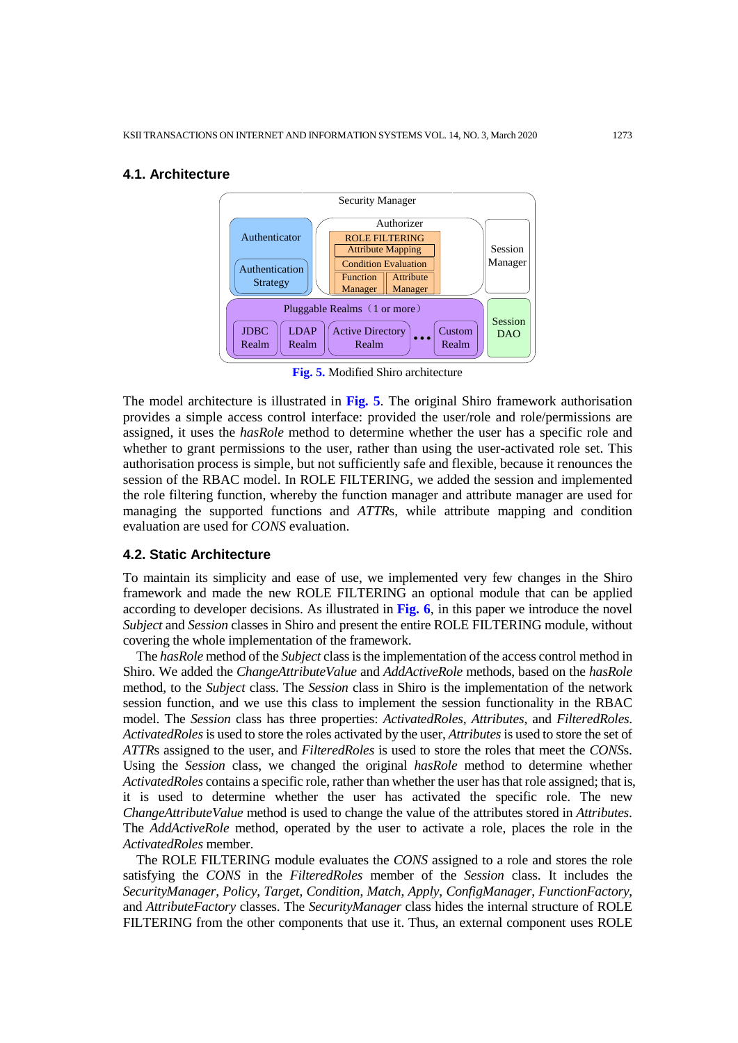### 4.1. Architecture

Fig. 5. Modified Shiro architecture

The model architecture is illustrated in **Fig. 5**. The original Shiro framework authorisation provides a simple access control interface: provided the user/role and role/permissions are assigned, it uses the *hasRole* method to determine whether the user has a specific role and whether to grant permissions to the user, rather than using the user-activated role set. This authorisation process is simple, but not sufficiently safe and flexible, because it renounces the session of the RBAC model. In ROLE FILTERING, we added the session and implemented the role filtering function, whereby the function manager and attribute manager are used for managing the supported functions and *ATTR*s, while attribute mapping and condition evaluation are used for *CONS* evaluation.

### 4.2. Static Architecture

To maintain its simplicity and ease of use, we implemented very few changes in the Shiro framework and made the new ROLE FILTERING an optional module that can be applied according to developer decisions. As illustrated in **Fig. 6**, in this paper we introduce the novel *Subject* and *Session* classes in Shiro and present the entire ROLE FILTERING module, without covering the whole implementation of the framework.

The *hasRole* method of the *Subject* class is the implementation of the access control method in Shiro. We added the *ChangeAttributeValue* and *AddActiveRole* methods, based on the *hasRole* method, to the *Subject* class. The *Session* class in Shiro is the implementation of the network session function, and we use this class to implement the session functionality in the RBAC model. The *Session* class has three properties: *ActivatedRoles*, *Attributes*, and *FilteredRoles*. *ActivatedRoles* is used to store the roles activated by the user, *Attributes* is used to store the set of *ATTR*s assigned to the user, and *FilteredRoles* is used to store the roles that meet the *CONS*s. Using the *Session* class, we changed the original *hasRole* method to determine whether *ActivatedRoles* contains a specific role, rather than whether the user has that role assigned; that is, it is used to determine whether the user has activated the specific role. The new *ChangeAttributeValue* method is used to change the value of the attributes stored in *Attributes*. The *AddActiveRole* method, operated by the user to activate a role, places the role in the *ActivatedRoles* member.

The ROLE FILTERING module evaluates the *CONS* assigned to a role and stores the role satisfying the *CONS* in the *FilteredRoles* member of the *Session* class. It includes the *SecurityManager*, *Policy*, *Target*, *Condition*, *Match*, *Apply*, *ConfigManager*, *FunctionFactory*, and *AttributeFactory* classes. The *SecurityManager* class hides the internal structure of ROLE FILTERING from the other components that use it. Thus, an external component uses ROLE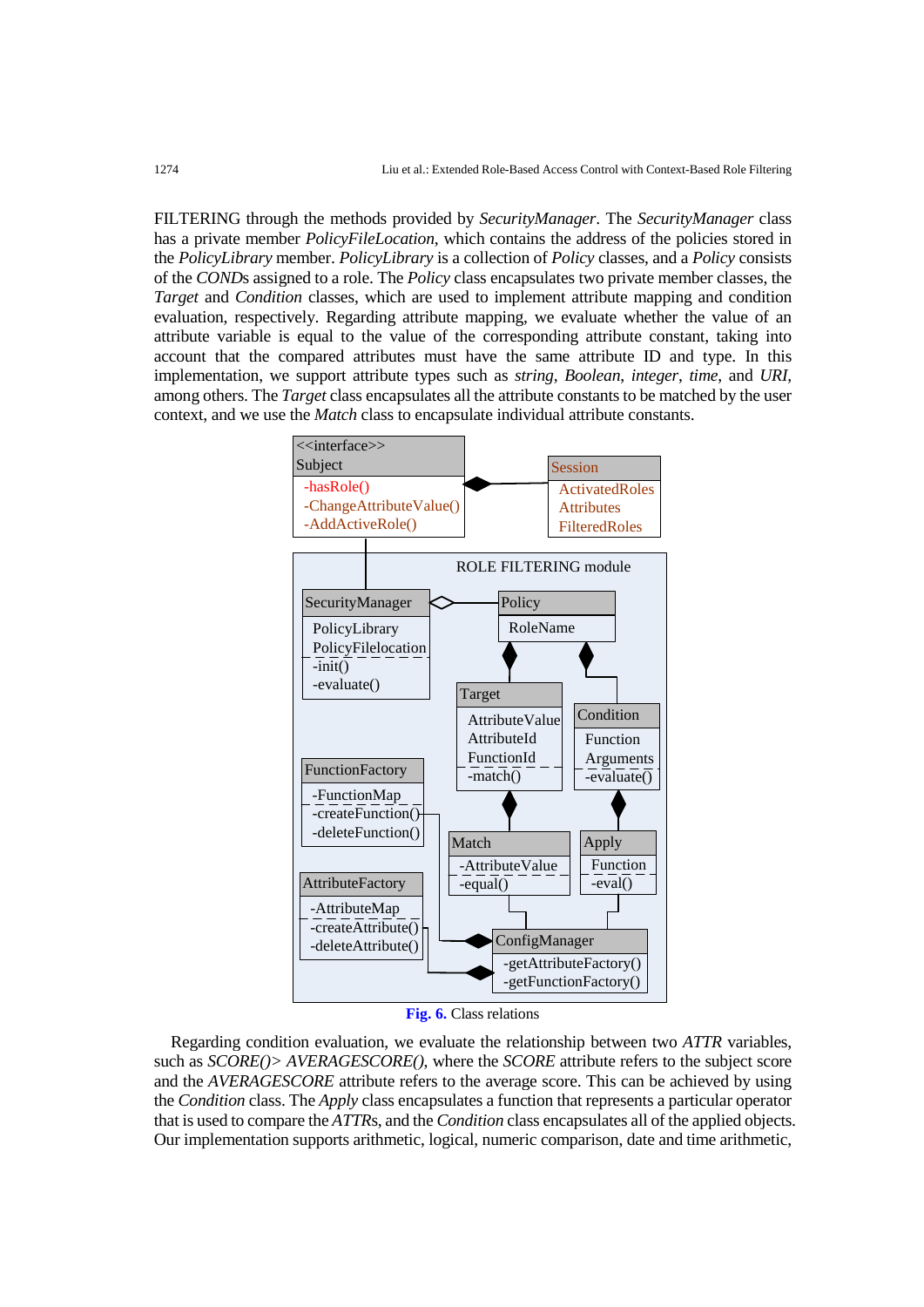FILTERING through the methods provided by *SecurityManager*. The *SecurityManager* class has a private member *PolicyFileLocation*, which contains the address of the policies stored in the *PolicyLibrary* member. *PolicyLibrary* is a collection of *Policy* classes, and a *Policy* consists of the *COND*s assigned to a role. The *Policy* class encapsulates two private member classes, the *Target* and *Condition* classes, which are used to implement attribute mapping and condition evaluation, respectively. Regarding attribute mapping, we evaluate whether the value of an attribute variable is equal to the value of the corresponding attribute constant, taking into account that the compared attributes must have the same attribute ID and type. In this implementation, we support attribute types such as *string*, *Boolean*, *integer*, *time*, and *URI*, among others. The *Target* class encapsulates all the attribute constants to be matched by the user context, and we use the *Match* class to encapsulate individual attribute constants.

**Fig. 6.** Class relations

Regarding condition evaluation, we evaluate the relationship between two *ATTR* variables, such as *SCORE()> AVERAGESCORE()*, where the *SCORE* attribute refers to the subject score and the *AVERAGESCORE* attribute refers to the average score. This can be achieved by using the *Condition* class. The *Apply* class encapsulates a function that represents a particular operator that is used to compare the *ATTR*s, and the *Condition* class encapsulates all of the applied objects. Our implementation supports arithmetic, logical, numeric comparison, date and time arithmetic,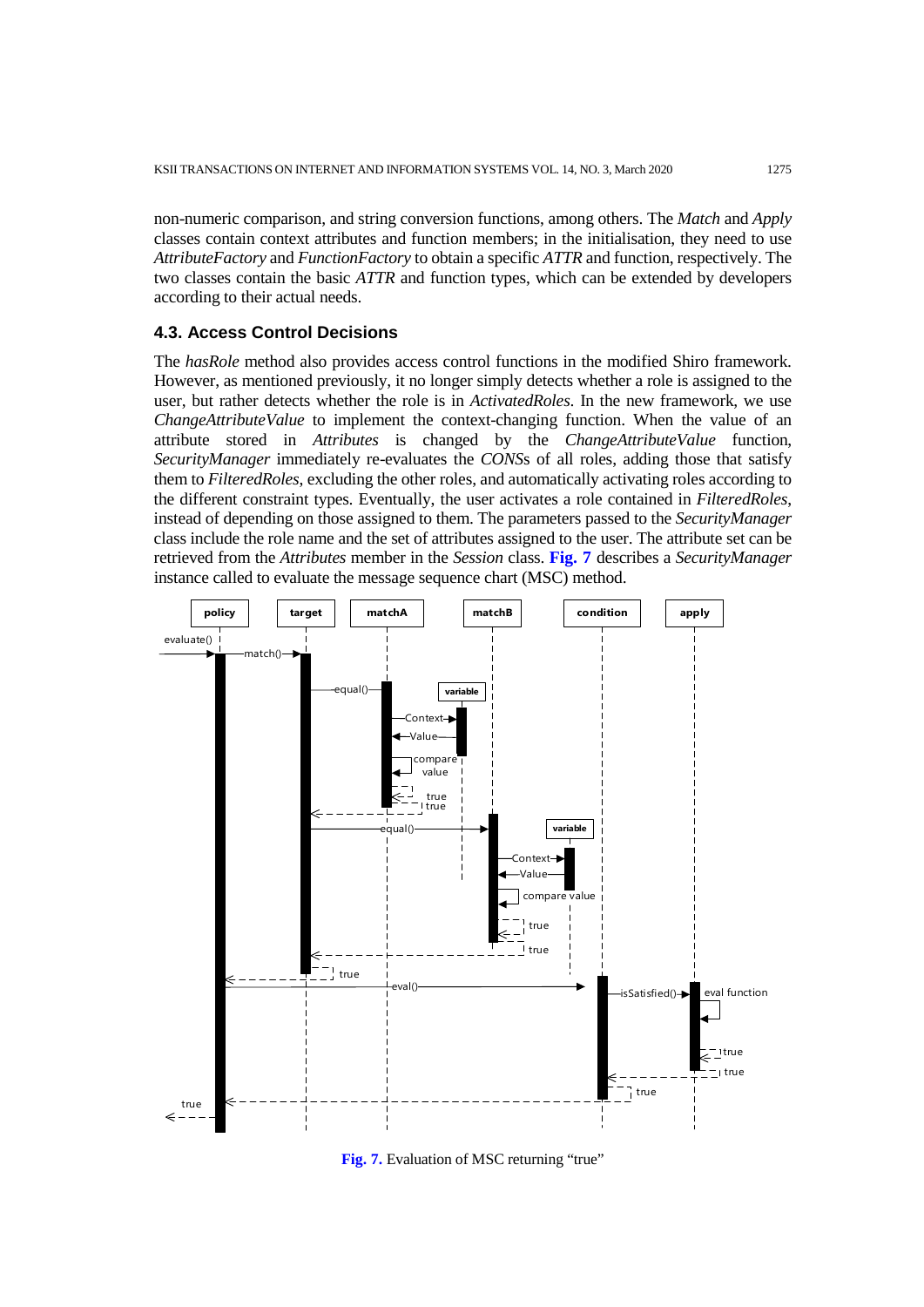non-numeric comparison, and string conversion functions, among others. The *Match* and *Apply* classes contain context attributes and function members; in the initialisation, they need to use *AttributeFactory* and *FunctionFactory* to obtain a specific *ATTR* and function, respectively. The two classes contain the basic *ATTR* and function types, which can be extended by developers according to their actual needs.

### 4.3. Access Control Decisions

The *hasRole* method also provides access control functions in the modified Shiro framework. However, as mentioned previously, it no longer simply detects whether a role is assigned to the user, but rather detects whether the role is in *ActivatedRoles*. In the new framework, we use *ChangeAttributeValue* to implement the context-changing function. When the value of an attribute stored in *Attributes* is changed by the *ChangeAttributeValue* function, *SecurityManager* immediately re-evaluates the *CONS*s of all roles, adding those that satisfy them to *FilteredRoles*, excluding the other roles, and automatically activating roles according to the different constraint types. Eventually, the user activates a role contained in *FilteredRoles*, instead of depending on those assigned to them. The parameters passed to the *SecurityManager* class include the role name and the set of attributes assigned to the user. The attribute set can be retrieved from the *Attributes* member in the *Session* class. **Fig. 7** describes a *SecurityManager* instance called to evaluate the message sequence chart (MSC) method.

**Fig. 7.** Evaluation of MSC returning "true"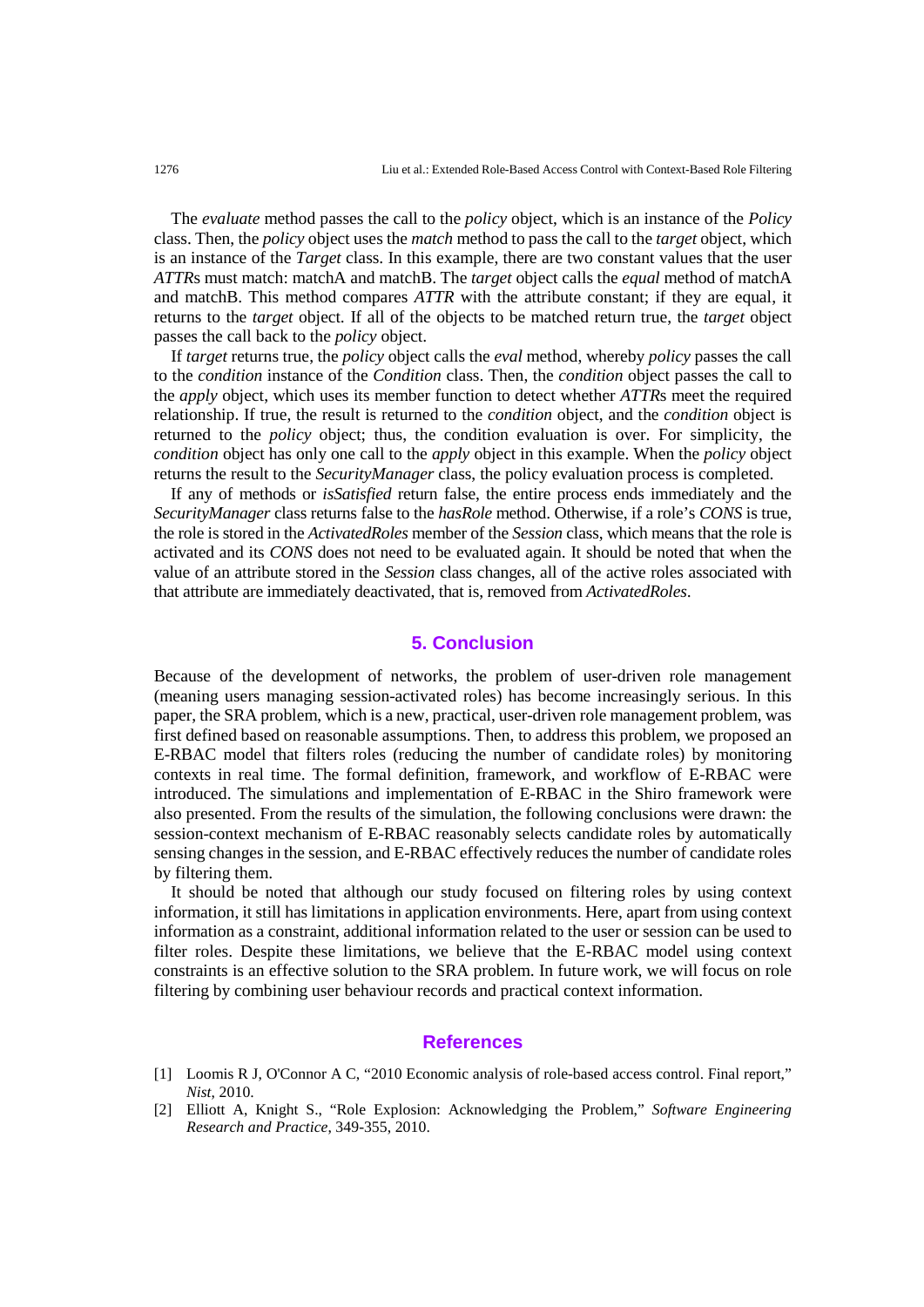The *evaluate* method passes the call to the *policy* object, which is an instance of the *Policy* class. Then, the *policy* object uses the *match* method to pass the call to the *target* object, which is an instance of the *Target* class. In this example, there are two constant values that the user *ATTR*s must match: matchA and matchB. The *target* object calls the *equal* method of matchA and matchB. This method compares *ATTR* with the attribute constant; if they are equal, it returns to the *target* object. If all of the objects to be matched return true, the *target* object passes the call back to the *policy* object.

If *target* returns true, the *policy* object calls the *eval* method, whereby *policy* passes the call to the *condition* instance of the *Condition* class. Then, the *condition* object passes the call to the *apply* object, which uses its member function to detect whether *ATTR*s meet the required relationship. If true, the result is returned to the *condition* object, and the *condition* object is returned to the *policy* object; thus, the condition evaluation is over. For simplicity, the *condition* object has only one call to the *apply* object in this example. When the *policy* object returns the result to the *SecurityManager* class, the policy evaluation process is completed.

If any of methods or *isSatisfied* return false, the entire process ends immediately and the *SecurityManager* class returns false to the *hasRole* method. Otherwise, if a role's *CONS* is true, the role is stored in the *ActivatedRoles* member of the *Session* class, which means that the role is activated and its *CONS* does not need to be evaluated again. It should be noted that when the value of an attribute stored in the *Session* class changes, all of the active roles associated with that attribute are immediately deactivated, that is, removed from *ActivatedRoles*.

## 5. Conclusion

Because of the development of networks, the problem of user-driven role management (meaning users managing session-activated roles) has become increasingly serious. In this paper, the SRA problem, which is a new, practical, user-driven role management problem, was first defined based on reasonable assumptions. Then, to address this problem, we proposed an E-RBAC model that filters roles (reducing the number of candidate roles) by monitoring contexts in real time. The formal definition, framework, and workflow of E-RBAC were introduced. The simulations and implementation of E-RBAC in the Shiro framework were also presented. From the results of the simulation, the following conclusions were drawn: the session-context mechanism of E-RBAC reasonably selects candidate roles by automatically sensing changes in the session, and E-RBAC effectively reduces the number of candidate roles by filtering them.

It should be noted that although our study focused on filtering roles by using context information, it still has limitations in application environments. Here, apart from using context information as a constraint, additional information related to the user or session can be used to filter roles. Despite these limitations, we believe that the E-RBAC model using context constraints is an effective solution to the SRA problem. In future work, we will focus on role filtering by combining user behaviour records and practical context information.

## References

[1] Loomis R J, O'Connor A C, "2010 Economic analysis of role-based access control. Final report," *Nist*, 2010.

[2] Elliott A, Knight S., "Role Explosion: Acknowledging the Problem," *Software Engineering Research and Practice*, 349-355, 2010.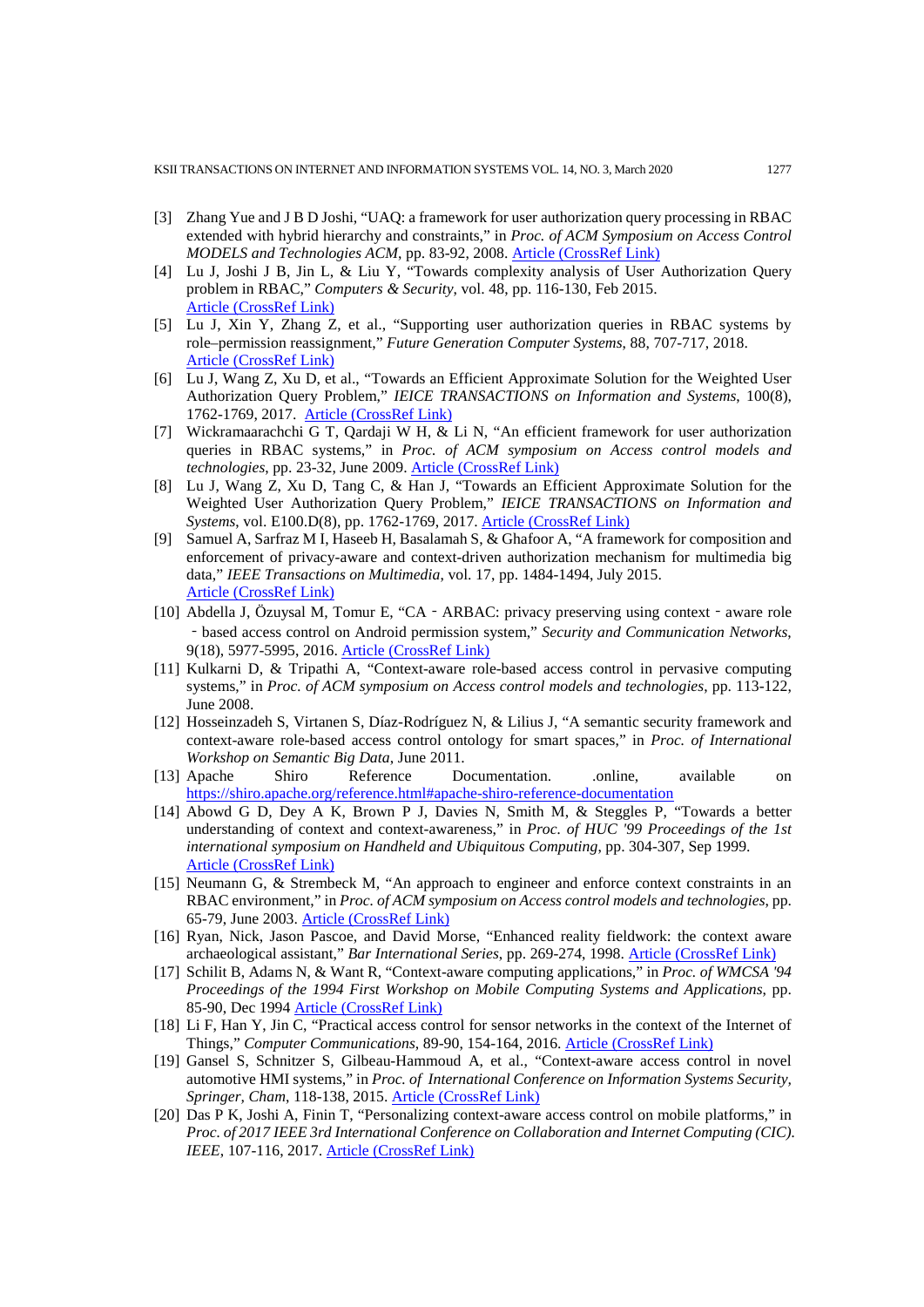[3] Zhang Yue and J B D Joshi, "UAQ: a framework for user authorization query processing in RBAC extended with hybrid hierarchy and constraints," in *Proc. of ACM Symposium on Access Control MODELS and Technologies ACM*, pp. 83-92, 2008. Article (CrossRef Link)

[4] Lu J, Joshi J B, Jin L, & Liu Y, "Towards complexity analysis of User Authorization Query problem in RBAC," *Computers & Security*, vol. 48, pp. 116-130, Feb 2015. Article (CrossRef Link)

[5] Lu J, Xin Y, Zhang Z, et al., "Supporting user authorization queries in RBAC systems by role–permission reassignment," *Future Generation Computer Systems*, 88, 707-717, 2018. Article (CrossRef Link)

[6] Lu J, Wang Z, Xu D, et al., "Towards an Efficient Approximate Solution for the Weighted User Authorization Query Problem," *IEICE TRANSACTIONS on Information and Systems*, 100(8), 1762-1769, 2017. Article (CrossRef Link)

[7] Wickramaarachchi G T, Qardaji W H, & Li N, "An efficient framework for user authorization queries in RBAC systems," in *Proc. of ACM symposium on Access control models and technologies*, pp. 23-32, June 2009. Article (CrossRef Link)

[8] Lu J, Wang Z, Xu D, Tang C, & Han J, "Towards an Efficient Approximate Solution for the Weighted User Authorization Query Problem," *IEICE TRANSACTIONS on Information and Systems*, vol. E100.D(8), pp. 1762-1769, 2017. Article (CrossRef Link)

[9] Samuel A, Sarfraz M I, Haseeb H, Basalamah S, & Ghafoor A, "A framework for composition and enforcement of privacy-aware and context-driven authorization mechanism for multimedia big data," *IEEE Transactions on Multimedia*, vol. 17, pp. 1484-1494, July 2015. Article (CrossRef Link)

[10] Abdella J, Özuysal M, Tomur E, "CA‐ARBAC: privacy preserving using context‐aware role‐based access control on Android permission system," *Security and Communication Networks*, 9(18), 5977-5995, 2016. Article (CrossRef Link)

[11] Kulkarni D, & Tripathi A, "Context-aware role-based access control in pervasive computing systems," in *Proc. of ACM symposium on Access control models and technologies*, pp. 113-122, June 2008.

[12] Hosseinzadeh S, Virtanen S, Díaz-Rodríguez N, & Lilius J, "A semantic security framework and context-aware role-based access control ontology for smart spaces," in *Proc. of International Workshop on Semantic Big Data*, June 2011.

[13] Apache Shiro Reference Documentation. .online, available on https://shiro.apache.org/reference.html#apache-shiro-reference-documentation

[14] Abowd G D, Dey A K, Brown P J, Davies N, Smith M, & Steggles P, "Towards a better understanding of context and context-awareness," in *Proc. of HUC '99 Proceedings of the 1st international symposium on Handheld and Ubiquitous Computing*, pp. 304-307, Sep 1999. Article (CrossRef Link)

[15] Neumann G, & Strembeck M, "An approach to engineer and enforce context constraints in an RBAC environment," in *Proc. of ACM symposium on Access control models and technologies*, pp. 65-79, June 2003. Article (CrossRef Link)

[16] Ryan, Nick, Jason Pascoe, and David Morse, "Enhanced reality fieldwork: the context aware archaeological assistant," *Bar International Series*, pp. 269-274, 1998. Article (CrossRef Link)

[17] Schilit B, Adams N, & Want R, "Context-aware computing applications," in *Proc. of WMCSA '94 Proceedings of the 1994 First Workshop on Mobile Computing Systems and Applications*, pp. 85-90, Dec 1994 Article (CrossRef Link)

[18] Li F, Han Y, Jin C, "Practical access control for sensor networks in the context of the Internet of Things," *Computer Communications*, 89-90, 154-164, 2016. Article (CrossRef Link)

[19] Gansel S, Schnitzer S, Gilbeau-Hammoud A, et al., "Context-aware access control in novel automotive HMI systems," in *Proc. of International Conference on Information Systems Security, Springer, Cham*, 118-138, 2015. Article (CrossRef Link)

[20] Das P K, Joshi A, Finin T, "Personalizing context-aware access control on mobile platforms," in *Proc. of 2017 IEEE 3rd International Conference on Collaboration and Internet Computing (CIC). IEEE*, 107-116, 2017. Article (CrossRef Link)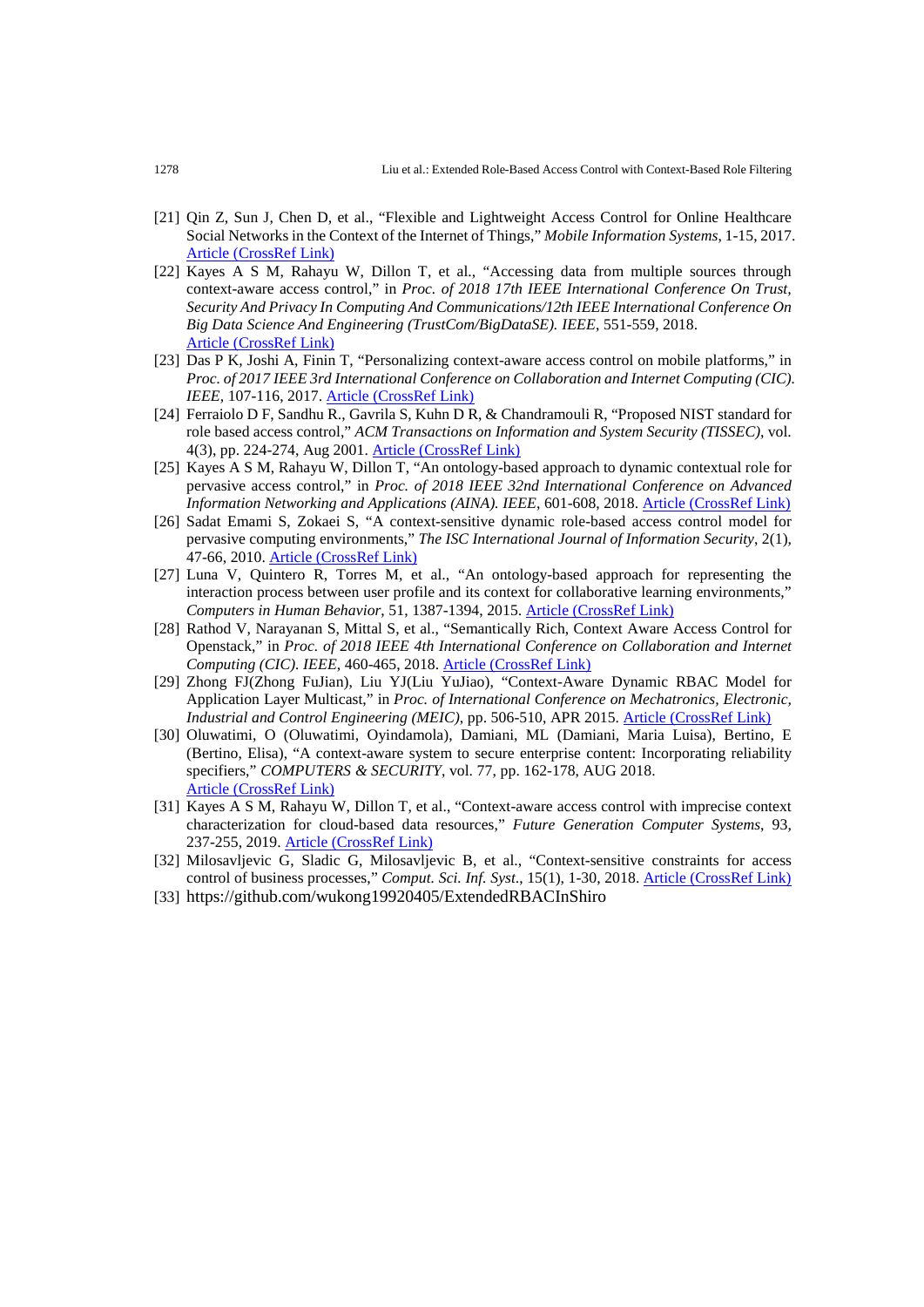[21] Qin Z, Sun J, Chen D, et al., "Flexible and Lightweight Access Control for Online Healthcare Social Networks in the Context of the Internet of Things," *Mobile Information Systems*, 1-15, 2017. Article (CrossRef Link)

[22] Kayes A S M, Rahayu W, Dillon T, et al., "Accessing data from multiple sources through context-aware access control," in *Proc. of 2018 17th IEEE International Conference On Trust, Security And Privacy In Computing And Communications/12th IEEE International Conference On Big Data Science And Engineering (TrustCom/BigDataSE). IEEE*, 551-559, 2018. Article (CrossRef Link)

[23] Das P K, Joshi A, Finin T, "Personalizing context-aware access control on mobile platforms," in *Proc. of 2017 IEEE 3rd International Conference on Collaboration and Internet Computing (CIC). IEEE*, 107-116, 2017. Article (CrossRef Link)

[24] Ferraiolo D F, Sandhu R., Gavrila S, Kuhn D R, & Chandramouli R, "Proposed NIST standard for role based access control," *ACM Transactions on Information and System Security (TISSEC)*, vol. 4(3), pp. 224-274, Aug 2001. Article (CrossRef Link)

[25] Kayes A S M, Rahayu W, Dillon T, "An ontology-based approach to dynamic contextual role for pervasive access control," in *Proc. of 2018 IEEE 32nd International Conference on Advanced Information Networking and Applications (AINA). IEEE*, 601-608, 2018. Article (CrossRef Link)

[26] Sadat Emami S, Zokaei S, "A context-sensitive dynamic role-based access control model for pervasive computing environments," *The ISC International Journal of Information Security*, 2(1), 47-66, 2010. Article (CrossRef Link)

[27] Luna V, Quintero R, Torres M, et al., "An ontology-based approach for representing the interaction process between user profile and its context for collaborative learning environments," *Computers in Human Behavior*, 51, 1387-1394, 2015. Article (CrossRef Link)

[28] Rathod V, Narayanan S, Mittal S, et al., "Semantically Rich, Context Aware Access Control for Openstack," in *Proc. of 2018 IEEE 4th International Conference on Collaboration and Internet Computing (CIC). IEEE*, 460-465, 2018. Article (CrossRef Link)

[29] Zhong FJ(Zhong FuJian), Liu YJ(Liu YuJiao), "Context-Aware Dynamic RBAC Model for Application Layer Multicast," in *Proc. of International Conference on Mechatronics, Electronic, Industrial and Control Engineering (MEIC)*, pp. 506-510, APR 2015. Article (CrossRef Link)

[30] Oluwatimi, O (Oluwatimi, Oyindamola), Damiani, ML (Damiani, Maria Luisa), Bertino, E (Bertino, Elisa), "A context-aware system to secure enterprise content: Incorporating reliability specifiers," *COMPUTERS & SECURITY*, vol. 77, pp. 162-178, AUG 2018. Article (CrossRef Link)

[31] Kayes A S M, Rahayu W, Dillon T, et al., "Context-aware access control with imprecise context characterization for cloud-based data resources," *Future Generation Computer Systems*, 93, 237-255, 2019. Article (CrossRef Link)

[32] Milosavljevic G, Sladic G, Milosavljevic B, et al., "Context-sensitive constraints for access control of business processes," *Comput. Sci. Inf. Syst.*, 15(1), 1-30, 2018. Article (CrossRef Link)

[33] https://github.com/wukong19920405/ExtendedRBACInShiro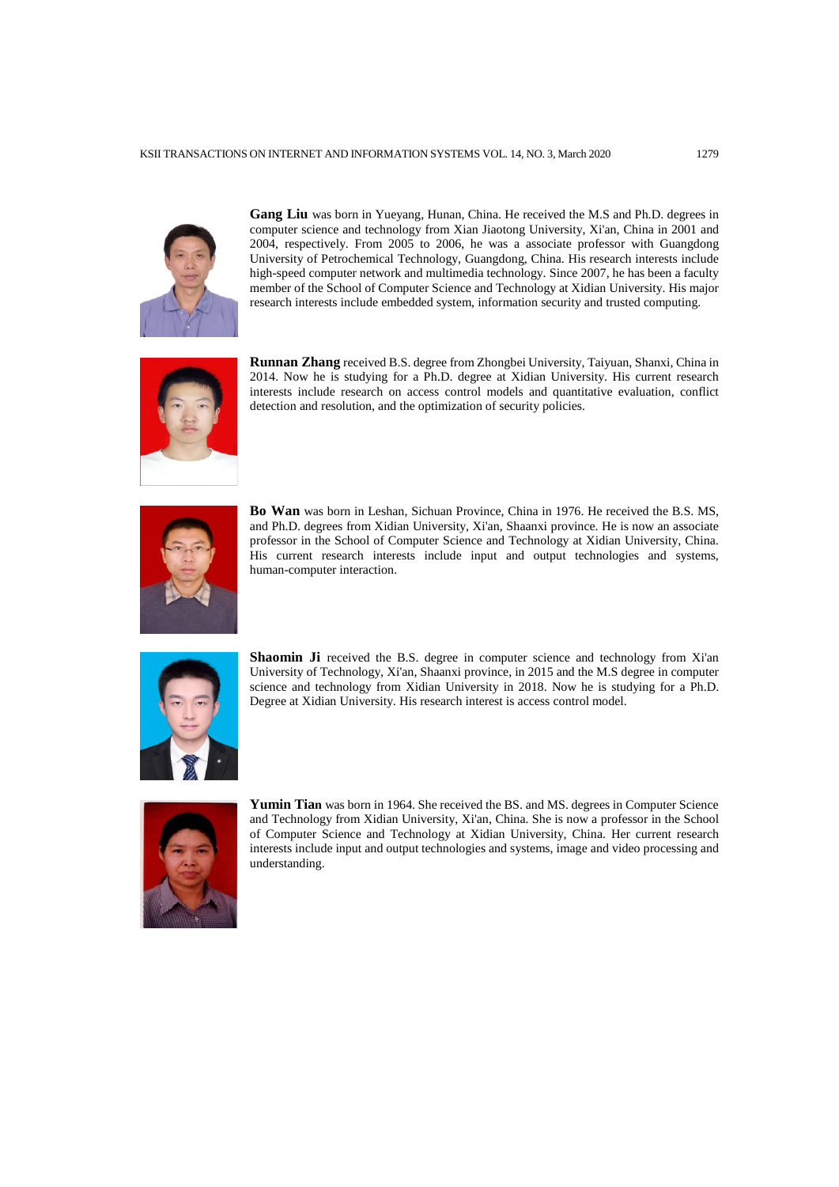**Gang Liu** was born in Yueyang, Hunan, China. He received the M.S and Ph.D. degrees in computer science and technology from Xian Jiaotong University, Xi'an, China in 2001 and 2004, respectively. From 2005 to 2006, he was a associate professor with Guangdong University of Petrochemical Technology, Guangdong, China. His research interests include high-speed computer network and multimedia technology. Since 2007, he has been a faculty member of the School of Computer Science and Technology at Xidian University. His major research interests include embedded system, information security and trusted computing.

**Runnan Zhang** received B.S. degree from Zhongbei University, Taiyuan, Shanxi, China in 2014. Now he is studying for a Ph.D. degree at Xidian University. His current research interests include research on access control models and quantitative evaluation, conflict detection and resolution, and the optimization of security policies.

**Bo Wan** was born in Leshan, Sichuan Province, China in 1976. He received the B.S. MS, and Ph.D. degrees from Xidian University, Xi'an, Shaanxi province. He is now an associate professor in the School of Computer Science and Technology at Xidian University, China. His current research interests include input and output technologies and systems, human-computer interaction.

**Shaomin Ji** received the B.S. degree in computer science and technology from Xi'an University of Technology, Xi'an, Shaanxi province, in 2015 and the M.S degree in computer science and technology from Xidian University in 2018. Now he is studying for a Ph.D. Degree at Xidian University. His research interest is access control model.

**Yumin Tian** was born in 1964. She received the BS. and MS. degrees in Computer Science and Technology from Xidian University, Xi'an, China. She is now a professor in the School of Computer Science and Technology at Xidian University, China. Her current research interests include input and output technologies and systems, image and video processing and understanding.